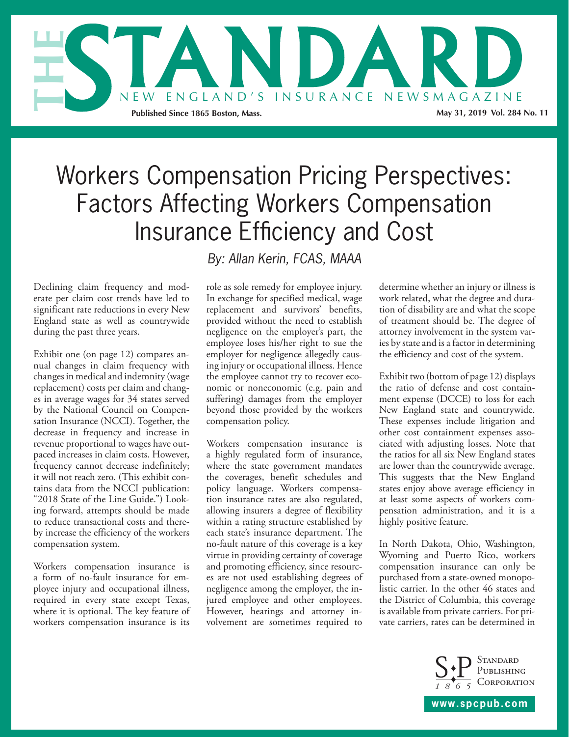# Workers Compensation Pricing Perspectives: Factors Affecting Workers Compensation Insurance Efficiency and Cost

*By: Allan Kerin, FCAS, MAAA*

Declining claim frequency and moderate per claim cost trends have led to significant rate reductions in every New England state as well as countrywide during the past three years.

Exhibit one (on page 12) compares annual changes in claim frequency with changes in medical and indemnity (wage replacement) costs per claim and changes in average wages for 34 states served by the National Council on Compensation Insurance (NCCI). Together, the decrease in frequency and increase in revenue proportional to wages have outpaced increases in claim costs. However, frequency cannot decrease indefinitely; it will not reach zero. (This exhibit contains data from the NCCI publication: "2018 State of the Line Guide.") Looking forward, attempts should be made to reduce transactional costs and thereby increase the efficiency of the workers compensation system.

Workers compensation insurance is a form of no-fault insurance for employee injury and occupational illness, required in every state except Texas, where it is optional. The key feature of workers compensation insurance is its role as sole remedy for employee injury. In exchange for specified medical, wage replacement and survivors' benefits, provided without the need to establish negligence on the employer's part, the employee loses his/her right to sue the employer for negligence allegedly causing injury or occupational illness. Hence the employee cannot try to recover economic or noneconomic (e.g. pain and suffering) damages from the employer beyond those provided by the workers compensation policy.

Workers compensation insurance is a highly regulated form of insurance, where the state government mandates the coverages, benefit schedules and policy language. Workers compensation insurance rates are also regulated, allowing insurers a degree of flexibility within a rating structure established by each state's insurance department. The no-fault nature of this coverage is a key virtue in providing certainty of coverage and promoting efficiency, since resources are not used establishing degrees of negligence among the employer, the injured employee and other employees. However, hearings and attorney involvement are sometimes required to determine whether an injury or illness is work related, what the degree and duration of disability are and what the scope of treatment should be. The degree of attorney involvement in the system varies by state and is a factor in determining the efficiency and cost of the system.

Exhibit two (bottom of page 12) displays the ratio of defense and cost containment expense (DCCE) to loss for each New England state and countrywide. These expenses include litigation and other cost containment expenses associated with adjusting losses. Note that the ratios for all six New England states are lower than the countrywide average. This suggests that the New England states enjoy above average efficiency in at least some aspects of workers compensation administration, and it is a highly positive feature.

In North Dakota, Ohio, Washington, Wyoming and Puerto Rico, workers compensation insurance can only be purchased from a state-owned monopolistic carrier. In the other 46 states and the District of Columbia, this coverage is available from private carriers. For private carriers, rates can be determined in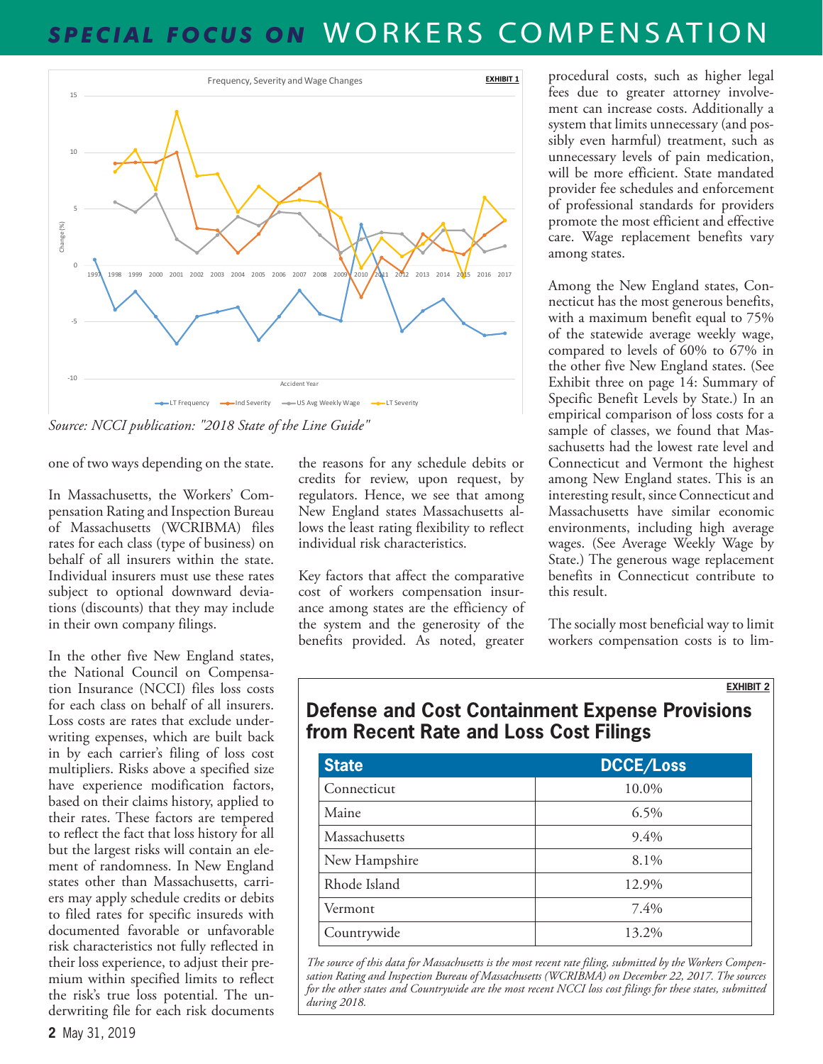## Exhibit 1

Frequency, Severity and Wage Changes

*Source: NCCI publication: "2018 State of the Line Guide"*

one of two ways depending on the state.

In Massachusetts, the Workers' Compensation Rating and Inspection Bureau of Massachusetts (WCRIBMA) files rates for each class (type of business) on behalf of all insurers within the state. Individual insurers must use these rates subject to optional downward deviations (discounts) that they may include in their own company filings.

In the other five New England states, the National Council on Compensation Insurance (NCCI) files loss costs for each class on behalf of all insurers. Loss costs are rates that exclude underwriting expenses, which are built back in by each carrier's filing of loss cost multipliers. Risks above a specified size have experience modification factors, based on their claims history, applied to their rates. These factors are tempered to reflect the fact that loss history for all but the largest risks will contain an element of randomness. In New England states other than Massachusetts, carriers may apply schedule credits or debits to filed rates for specific insureds with documented favorable or unfavorable risk characteristics not fully reflected in their loss experience, to adjust their premium within specified limits to reflect the risk's true loss potential. The underwriting file for each risk documents the reasons for any schedule debits or credits for review, upon request, by regulators. Hence, we see that among New England states Massachusetts allows the least rating flexibility to reflect individual risk characteristics.

Key factors that affect the comparative cost of workers compensation insurance among states are the efficiency of the system and the generosity of the benefits provided. As noted, greater procedural costs, such as higher legal fees due to greater attorney involvement can increase costs. Additionally a system that limits unnecessary (and possibly even harmful) treatment, such as unnecessary levels of pain medication, will be more efficient. State mandated provider fee schedules and enforcement of professional standards for providers promote the most efficient and effective care. Wage replacement benefits vary among states.

Among the New England states, Connecticut has the most generous benefits, with a maximum benefit equal to 75% of the statewide average weekly wage, compared to levels of 60% to 67% in the other five New England states. (See Exhibit three on page 14: Summary of Specific Benefit Levels by State.) In an empirical comparison of loss costs for a sample of classes, we found that Massachusetts had the lowest rate level and Connecticut and Vermont the highest among New England states. This is an interesting result, since Connecticut and Massachusetts have similar economic environments, including high average wages. (See Average Weekly Wage by State.) The generous wage replacement benefits in Connecticut contribute to this result.

The socially most beneficial way to limit workers compensation costs is to lim-

## Exhibit 2

### Defense and Cost Containment Expense Provisions from Recent Rate and Loss Cost Filings

| State | DCCE/Loss |
|---|---|
| Connecticut | 10.0% |
| Maine | 6.5% |
| Massachusetts | 9.4% |
| New Hampshire | 8.1% |
| Rhode Island | 12.9% |
| Vermont | 7.4% |
| Countrywide | 13.2% |

*The source of this data for Massachusetts is the most recent rate filing, submitted by the Workers Compensation Rating and Inspection Bureau of Massachusetts (WCRIBMA) on December 22, 2017. The sources for the other states and Countrywide are the most recent NCCI loss cost filings for these states, submitted during 2018.*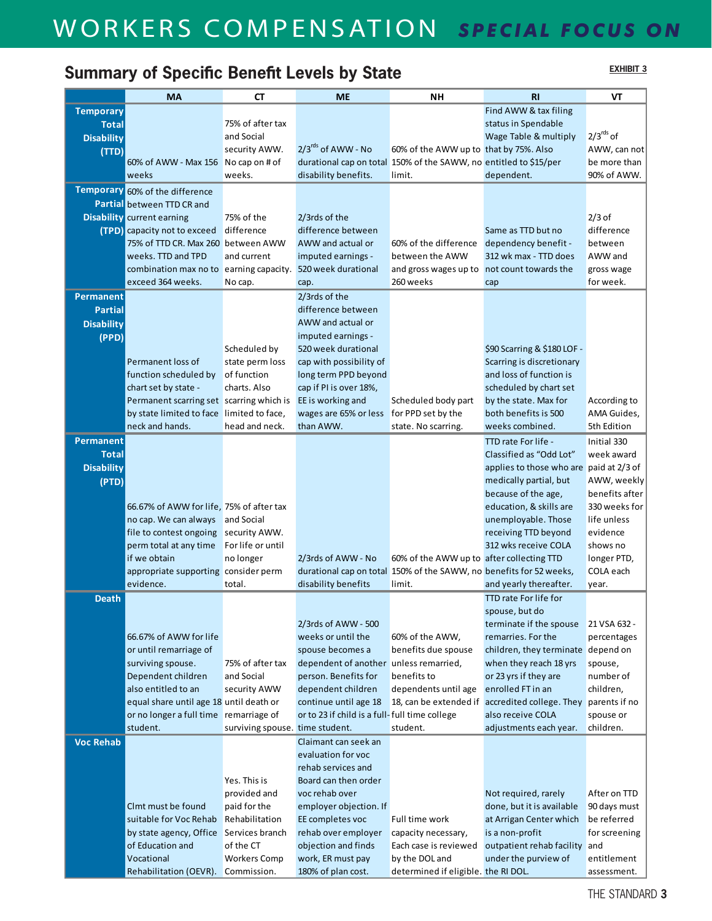## Summary of Specific Benefit Levels by State

**EXHIBIT 3**

| | MA | CT | ME | NH | RI | VT |
|---|---|---|---|---|---|---|
| **Temporary Total Disability (TTD)** | 60% of AWW - Max 156 weeks | 75% of after tax and Social security AWW. No cap on # of weeks. | 2/3rds of AWW - No durational cap on total disability benefits. | 60% of the AWW up to 150% of the SAWW, no limit. | Find AWW & tax filing status in Spendable Wage Table & multiply that by 75%. Also entitled to $15/per dependent. | 2/3rds of AWW, can not be more than 90% of AWW. |
| **Temporary Partial Disability (TPD)** | 60% of the difference between TTD CR and current earning capacity not to exceed 75% of TTD CR. Max 260 weeks. TTD and TPD combination max no to exceed 364 weeks. | 75% of the difference between AWW and current earning capacity. No cap. | 2/3rds of the difference between AWW and actual or imputed earnings - 520 week durational cap. | 60% of the difference between the AWW and gross wages up to 260 weeks | Same as TTD but no dependency benefit - 312 wk max - TTD does not count towards the cap | 2/3 of difference between AWW and gross wage for week. |
| **Permanent Partial Disability (PPD)** | Permanent loss of function scheduled by chart set by state - Permanent scarring set by state limited to face neck and hands. | Scheduled by state perm loss of function charts. Also scarring which is limited to face, head and neck. | 2/3rds of the difference between AWW and actual or imputed earnings - 520 week durational cap with possibility of long term PPD beyond cap if PI is over 18%, EE is working and wages are 65% or less than AWW. | Scheduled body part for PPD set by the state. No scarring. | $90 Scarring & $180 LOF - Scarring is discretionary and loss of function is scheduled by chart set by the state. Max for both benefits is 500 weeks combined. | According to AMA Guides, 5th Edition |
| **Permanent Total Disability (PTD)** | 66.67% of AWW for life, no cap. We can always file to contest ongoing perm total at any time if we obtain appropriate supporting evidence. | 75% of after tax and Social security AWW. For life or until no longer consider perm total. | 2/3rds of AWW - No durational cap on total disability benefits | 60% of the AWW up to 150% of the SAWW, no limit. | TTD rate For life - Classified as "Odd Lot" applies to those who are medically partial, but because of the age, education, & skills are unemployable. Those receiving TTD beyond 312 wks receive COLA after collecting TTD benefits for 52 weeks, and yearly thereafter. | Initial 330 week award paid at 2/3 of AWW, weekly benefits after 330 weeks for life unless evidence shows no longer PTD, COLA each year. |
| **Death** | 66.67% of AWW for life or until remarriage of surviving spouse. Dependent children also entitled to an equal share until age 18 or no longer a full time student. | 75% of after tax and Social security AWW until death or remarriage of surviving spouse. | 2/3rds of AWW - 500 weeks or until the spouse becomes a dependent of another person. Benefits for dependent children continue until age 18 or to 23 if child is a full-time student. | 60% of the AWW, benefits due spouse unless remarried, benefits to dependents until age 18, can be extended if full time college student. | TTD rate For life for spouse, but do terminate if the spouse remarries. For the children, they terminate when they reach 18 yrs or 23 yrs if they are enrolled FT in an accredited college. They also receive COLA adjustments each year. | 21 VSA 632 - percentages depend on spouse, number of children, parents if no spouse or children. |
| **Voc Rehab** | Clmt must be found suitable for Voc Rehab by state agency, Office of Education and Vocational Rehabilitation (OEVR). | Yes. This is provided and paid for the Rehabilitation Services branch of the CT Workers Comp Commission. | Claimant can seek an evaluation for voc rehab services and Board can then order voc rehab over employer objection. If EE completes voc rehab over employer objection and finds work, ER must pay 180% of plan cost. | Full time work capacity necessary, Each case is reviewed by the DOL and determined if eligible. | Not required, rarely done, but it is available at Arrigan Center which is a non-profit outpatient rehab facility under the purview of the RI DOL. | After on TTD 90 days must be referred for screening and entitlement assessment. |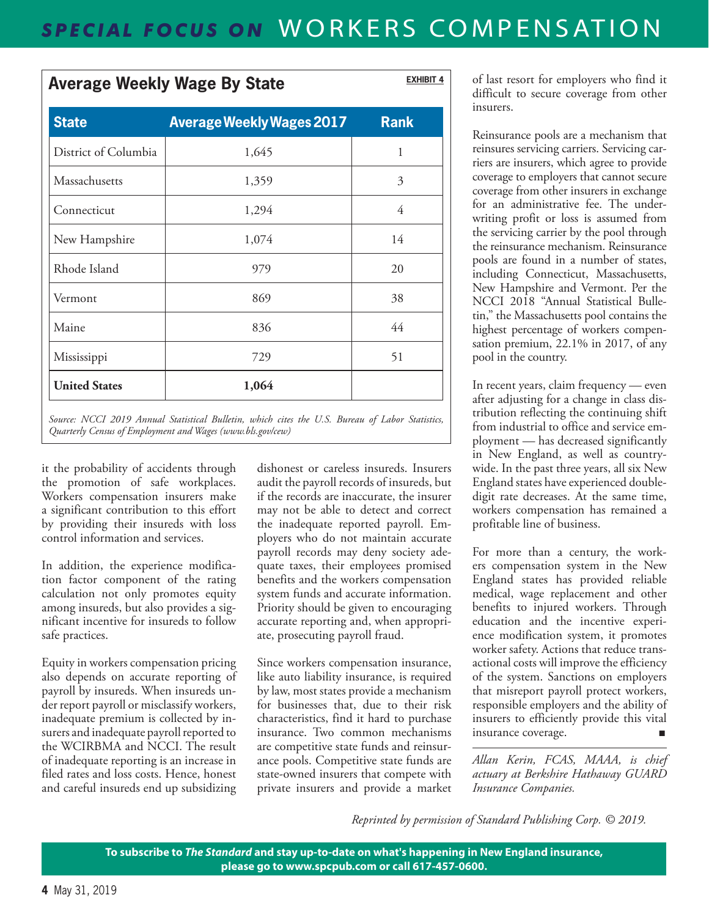## Average Weekly Wage By State

EXHIBIT 4

| State | Average Weekly Wages 2017 | Rank |
|---|---|---|
| District of Columbia | 1,645 | 1 |
| Massachusetts | 1,359 | 3 |
| Connecticut | 1,294 | 4 |
| New Hampshire | 1,074 | 14 |
| Rhode Island | 979 | 20 |
| Vermont | 869 | 38 |
| Maine | 836 | 44 |
| Mississippi | 729 | 51 |
| **United States** | **1,064** | |

*Source: NCCI 2019 Annual Statistical Bulletin, which cites the U.S. Bureau of Labor Statistics, Quarterly Census of Employment and Wages (www.bls.gov/cew)*

it the probability of accidents through the promotion of safe workplaces. Workers compensation insurers make a significant contribution to this effort by providing their insureds with loss control information and services.

In addition, the experience modification factor component of the rating calculation not only promotes equity among insureds, but also provides a significant incentive for insureds to follow safe practices.

Equity in workers compensation pricing also depends on accurate reporting of payroll by insureds. When insureds under report payroll or misclassify workers, inadequate premium is collected by insurers and inadequate payroll reported to the WCIRBMA and NCCI. The result of inadequate reporting is an increase in filed rates and loss costs. Hence, honest and careful insureds end up subsidizing dishonest or careless insureds. Insurers audit the payroll records of insureds, but if the records are inaccurate, the insurer may not be able to detect and correct the inadequate reported payroll. Employers who do not maintain accurate payroll records may deny society adequate taxes, their employees promised benefits and the workers compensation system funds and accurate information. Priority should be given to encouraging accurate reporting and, when appropriate, prosecuting payroll fraud.

Since workers compensation insurance, like auto liability insurance, is required by law, most states provide a mechanism for businesses that, due to their risk characteristics, find it hard to purchase insurance. Two common mechanisms are competitive state funds and reinsurance pools. Competitive state funds are state-owned insurers that compete with private insurers and provide a market of last resort for employers who find it difficult to secure coverage from other insurers.

Reinsurance pools are a mechanism that reinsures servicing carriers. Servicing carriers are insurers, which agree to provide coverage to employers that cannot secure coverage from other insurers in exchange for an administrative fee. The underwriting profit or loss is assumed from the servicing carrier by the pool through the reinsurance mechanism. Reinsurance pools are found in a number of states, including Connecticut, Massachusetts, New Hampshire and Vermont. Per the NCCI 2018 "Annual Statistical Bulletin," the Massachusetts pool contains the highest percentage of workers compensation premium, 22.1% in 2017, of any pool in the country.

In recent years, claim frequency — even after adjusting for a change in class distribution reflecting the continuing shift from industrial to office and service employment — has decreased significantly in New England, as well as countrywide. In the past three years, all six New England states have experienced double-digit rate decreases. At the same time, workers compensation has remained a profitable line of business.

For more than a century, the workers compensation system in the New England states has provided reliable medical, wage replacement and other benefits to injured workers. Through education and the incentive experience modification system, it promotes worker safety. Actions that reduce transactional costs will improve the efficiency of the system. Sanctions on employers that misreport payroll protect workers, responsible employers and the ability of insurers to efficiently provide this vital insurance coverage. ■

*Allan Kerin, FCAS, MAAA, is chief actuary at Berkshire Hathaway GUARD Insurance Companies.*

*Reprinted by permission of Standard Publishing Corp. © 2019.*

**To subscribe to *The Standard* and stay up-to-date on what's happening in New England insurance, please go to www.spcpub.com or call 617-457-0600.**